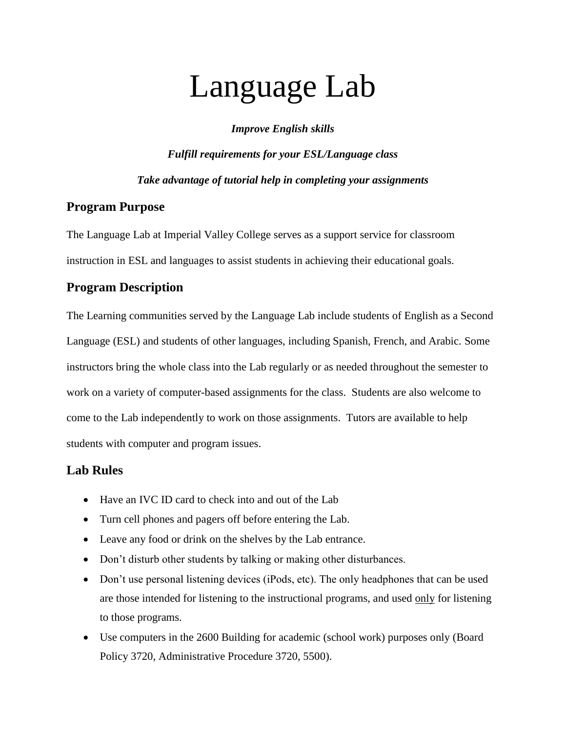# Language Lab

***Improve English skills***

***Fulfill requirements for your ESL/Language class***

***Take advantage of tutorial help in completing your assignments***

## Program Purpose

The Language Lab at Imperial Valley College serves as a support service for classroom instruction in ESL and languages to assist students in achieving their educational goals.

## Program Description

The Learning communities served by the Language Lab include students of English as a Second Language (ESL) and students of other languages, including Spanish, French, and Arabic. Some instructors bring the whole class into the Lab regularly or as needed throughout the semester to work on a variety of computer-based assignments for the class. Students are also welcome to come to the Lab independently to work on those assignments. Tutors are available to help students with computer and program issues.

## Lab Rules

- Have an IVC ID card to check into and out of the Lab
- Turn cell phones and pagers off before entering the Lab.
- Leave any food or drink on the shelves by the Lab entrance.
- Don't disturb other students by talking or making other disturbances.
- Don't use personal listening devices (iPods, etc). The only headphones that can be used are those intended for listening to the instructional programs, and used <u>only</u> for listening to those programs.
- Use computers in the 2600 Building for academic (school work) purposes only (Board Policy 3720, Administrative Procedure 3720, 5500).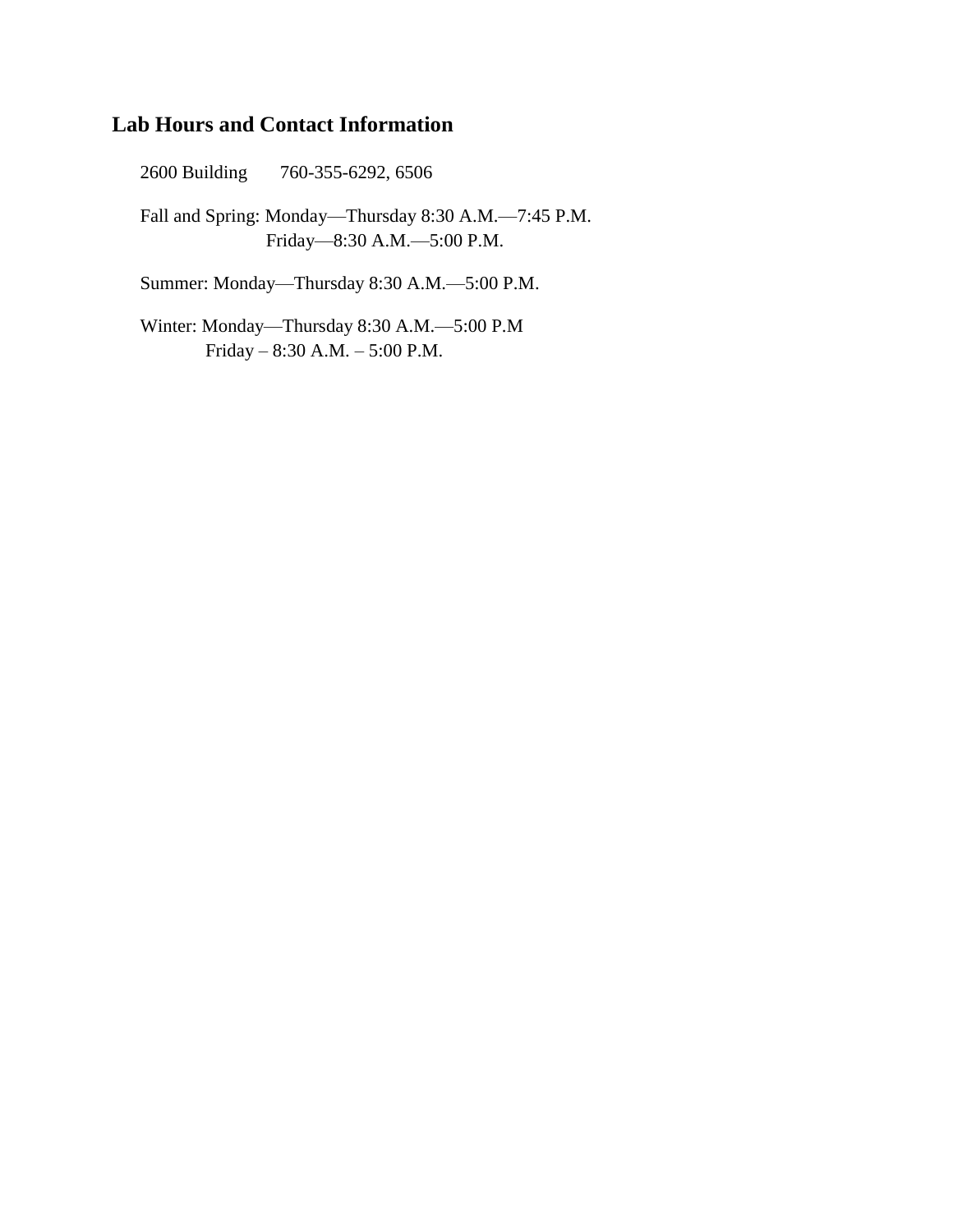## Lab Hours and Contact Information

2600 Building     760-355-6292, 6506

Fall and Spring: Monday—Thursday 8:30 A.M.—7:45 P.M.
Friday—8:30 A.M.—5:00 P.M.

Summer: Monday—Thursday 8:30 A.M.—5:00 P.M.

Winter: Monday—Thursday 8:30 A.M.—5:00 P.M
Friday – 8:30 A.M. – 5:00 P.M.